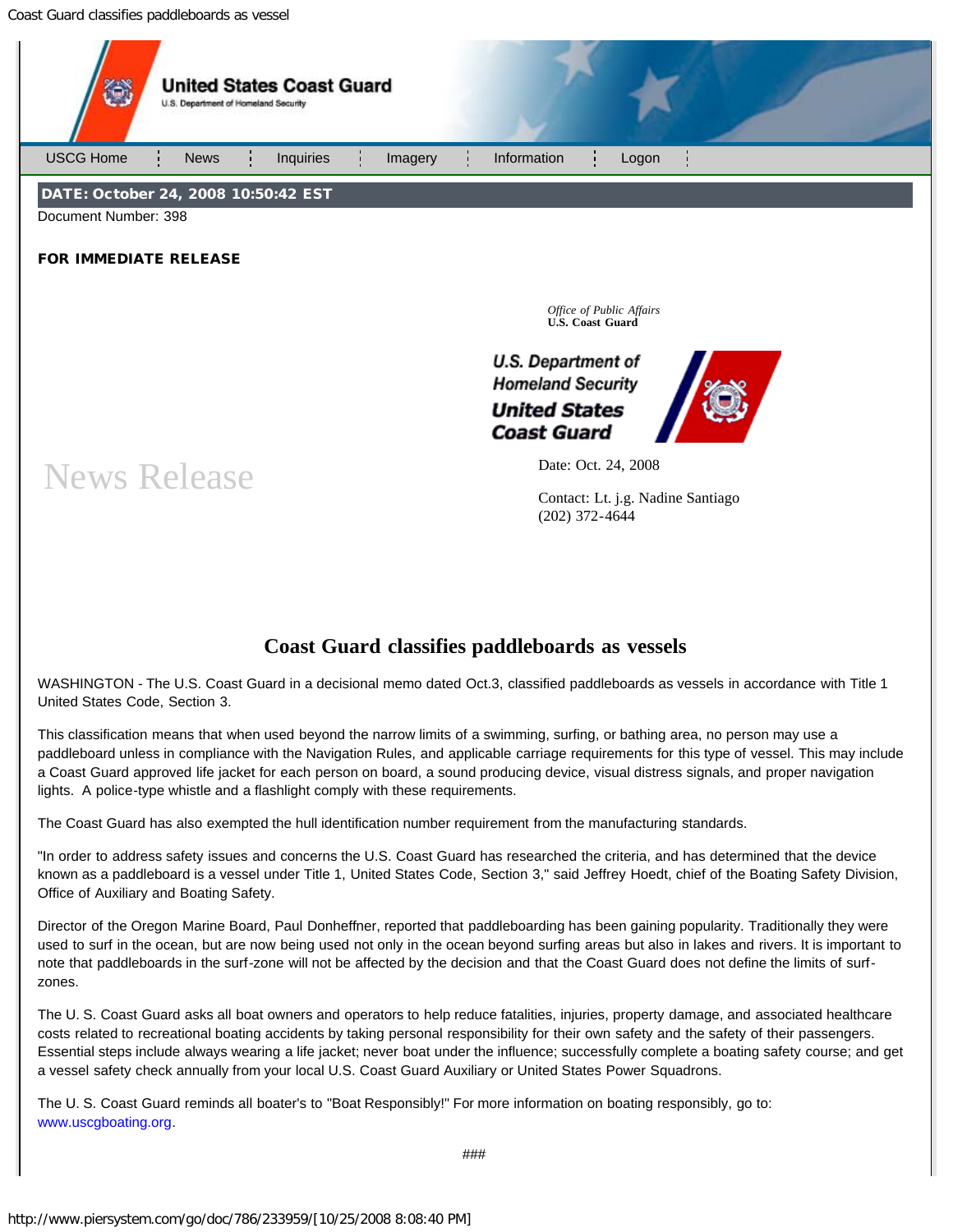United States Coast Guard
U.S. Department of Homeland Security

USCG Home | News | Inquiries | Imagery | Information | Logon

**DATE: October 24, 2008 10:50:42 EST**

Document Number: 398

**FOR IMMEDIATE RELEASE**

*Office of Public Affairs*
**U.S. Coast Guard**

U.S. Department of Homeland Security
United States Coast Guard

News Release

Date: Oct. 24, 2008

Contact: Lt. j.g. Nadine Santiago
(202) 372-4644

## Coast Guard classifies paddleboards as vessels

WASHINGTON - The U.S. Coast Guard in a decisional memo dated Oct.3, classified paddleboards as vessels in accordance with Title 1 United States Code, Section 3.

This classification means that when used beyond the narrow limits of a swimming, surfing, or bathing area, no person may use a paddleboard unless in compliance with the Navigation Rules, and applicable carriage requirements for this type of vessel. This may include a Coast Guard approved life jacket for each person on board, a sound producing device, visual distress signals, and proper navigation lights. A police-type whistle and a flashlight comply with these requirements.

The Coast Guard has also exempted the hull identification number requirement from the manufacturing standards.

"In order to address safety issues and concerns the U.S. Coast Guard has researched the criteria, and has determined that the device known as a paddleboard is a vessel under Title 1, United States Code, Section 3," said Jeffrey Hoedt, chief of the Boating Safety Division, Office of Auxiliary and Boating Safety.

Director of the Oregon Marine Board, Paul Donheffner, reported that paddleboarding has been gaining popularity. Traditionally they were used to surf in the ocean, but are now being used not only in the ocean beyond surfing areas but also in lakes and rivers. It is important to note that paddleboards in the surf-zone will not be affected by the decision and that the Coast Guard does not define the limits of surf-zones.

The U. S. Coast Guard asks all boat owners and operators to help reduce fatalities, injuries, property damage, and associated healthcare costs related to recreational boating accidents by taking personal responsibility for their own safety and the safety of their passengers. Essential steps include always wearing a life jacket; never boat under the influence; successfully complete a boating safety course; and get a vessel safety check annually from your local U.S. Coast Guard Auxiliary or United States Power Squadrons.

The U. S. Coast Guard reminds all boater's to "Boat Responsibly!" For more information on boating responsibly, go to: www.uscgboating.org.

###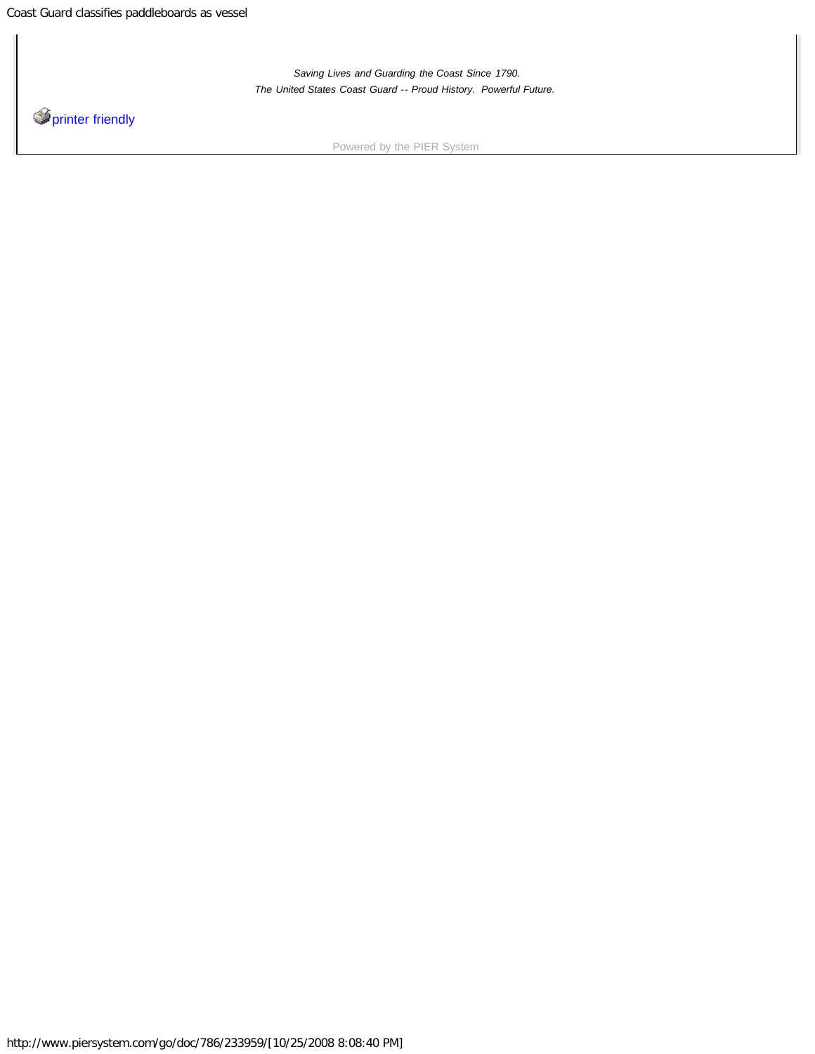*Saving Lives and Guarding the Coast Since 1790.*
*The United States Coast Guard -- Proud History. Powerful Future.*

printer friendly

Powered by the PIER System